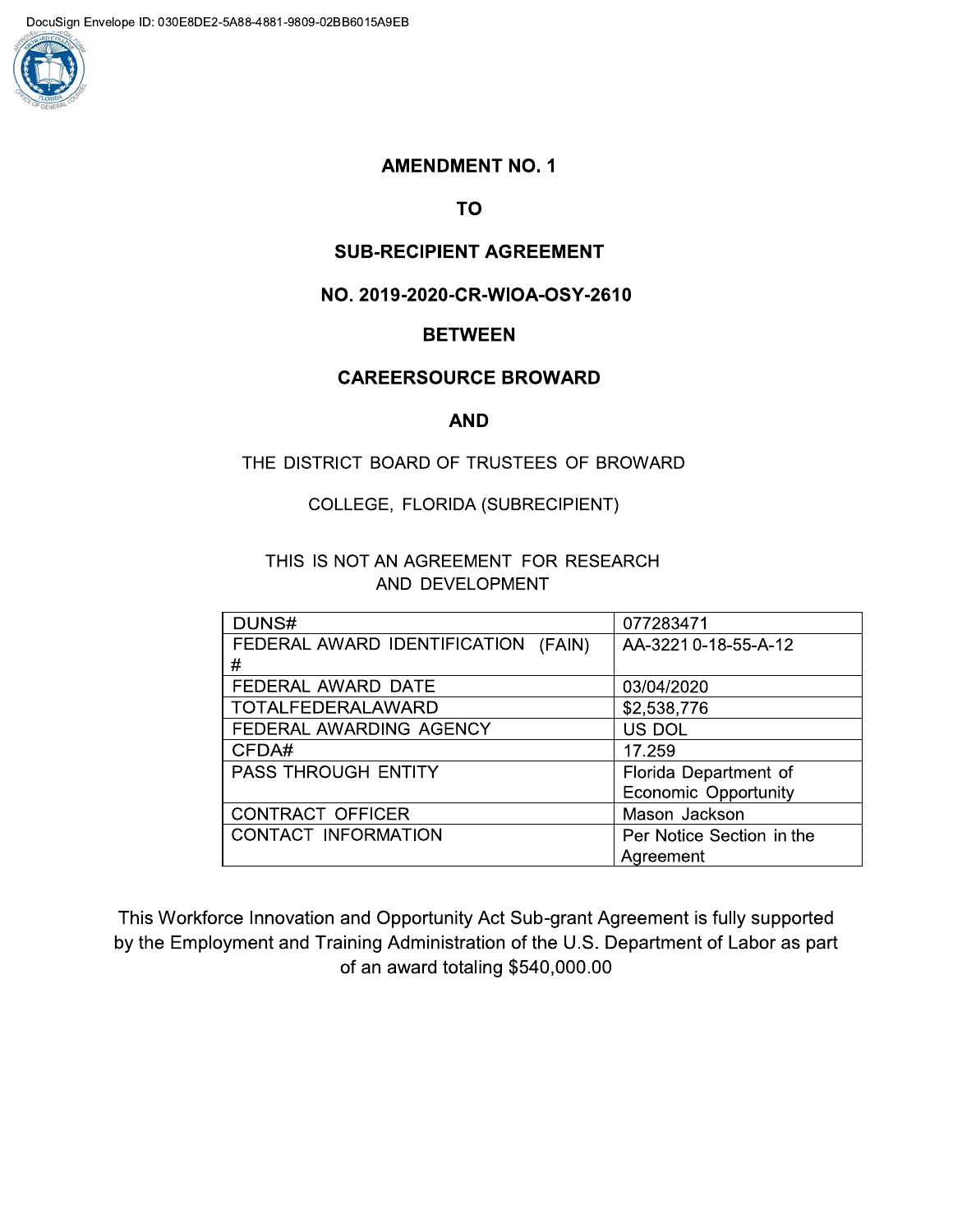DocuSign Envelope ID: 030E8DE2-5A88-4881-9809-02BB6015A9EB

# AMENDMENT NO. 1

# TO

# SUB-RECIPIENT AGREEMENT

# NO. 2019-2020-CR-WIOA-OSY-2610

# BETWEEN

# CAREERSOURCE BROWARD

# AND

THE DISTRICT BOARD OF TRUSTEES OF BROWARD

COLLEGE, FLORIDA (SUBRECIPIENT)

THIS IS NOT AN AGREEMENT FOR RESEARCH AND DEVELOPMENT

| DUNS# | 077283471 |
|---|---|
| FEDERAL AWARD IDENTIFICATION (FAIN) # | AA-3221 0-18-55-A-12 |
| FEDERAL AWARD DATE | 03/04/2020 |
| TOTALFEDERALAWARD | $2,538,776 |
| FEDERAL AWARDING AGENCY | US DOL |
| CFDA# | 17.259 |
| PASS THROUGH ENTITY | Florida Department of Economic Opportunity |
| CONTRACT OFFICER | Mason Jackson |
| CONTACT INFORMATION | Per Notice Section in the Agreement |

This Workforce Innovation and Opportunity Act Sub-grant Agreement is fully supported by the Employment and Training Administration of the U.S. Department of Labor as part of an award totaling $540,000.00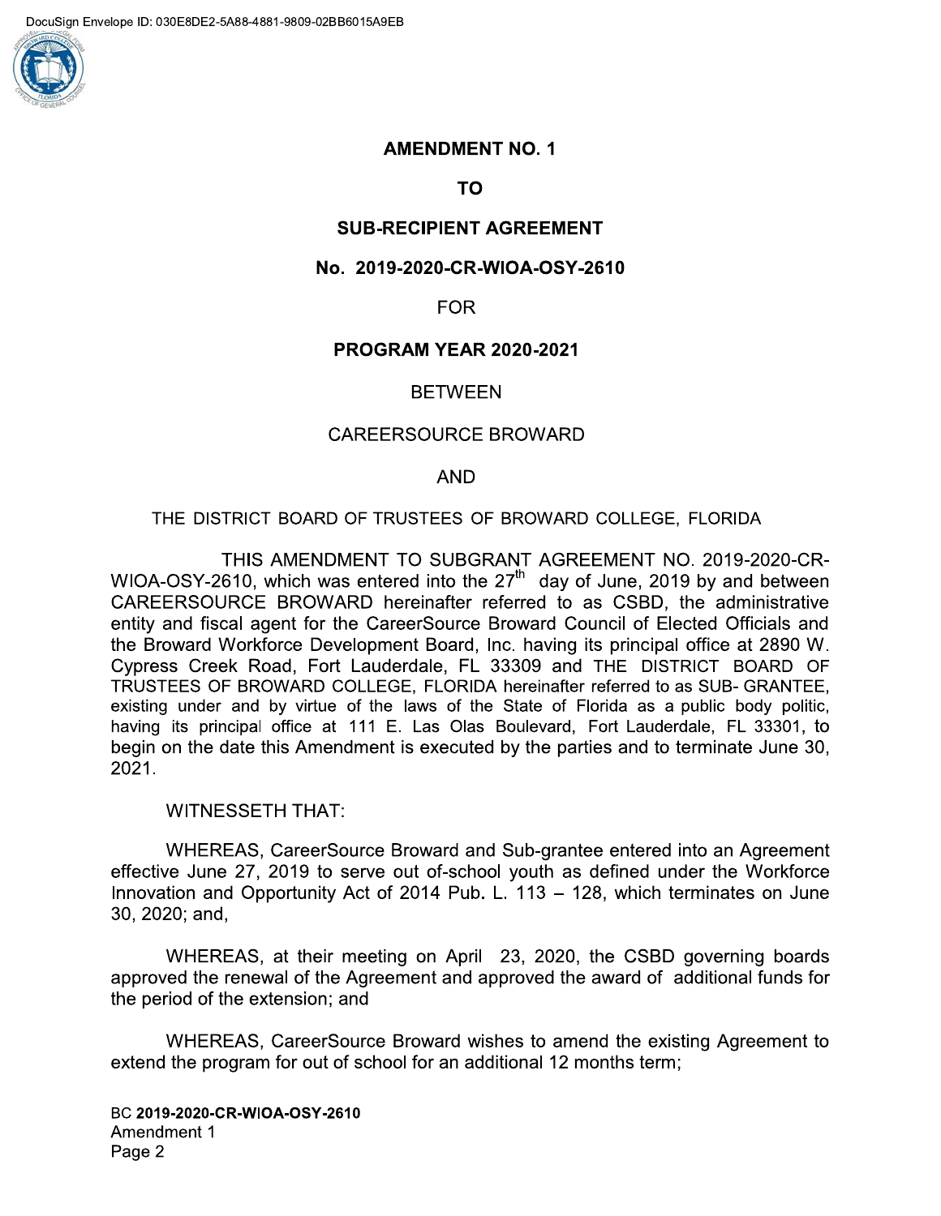**AMENDMENT NO. 1**

**TO**

**SUB-RECIPIENT AGREEMENT**

**No. 2019-2020-CR-WIOA-OSY-2610**

FOR

**PROGRAM YEAR 2020-2021**

BETWEEN

CAREERSOURCE BROWARD

AND

THE DISTRICT BOARD OF TRUSTEES OF BROWARD COLLEGE, FLORIDA

THIS AMENDMENT TO SUBGRANT AGREEMENT NO. 2019-2020-CR-WIOA-OSY-2610, which was entered into the 27th day of June, 2019 by and between CAREERSOURCE BROWARD hereinafter referred to as CSBD, the administrative entity and fiscal agent for the CareerSource Broward Council of Elected Officials and the Broward Workforce Development Board, Inc. having its principal office at 2890 W. Cypress Creek Road, Fort Lauderdale, FL 33309 and THE DISTRICT BOARD OF TRUSTEES OF BROWARD COLLEGE, FLORIDA hereinafter referred to as SUB- GRANTEE, existing under and by virtue of the laws of the State of Florida as a public body politic, having its principal office at 111 E. Las Olas Boulevard, Fort Lauderdale, FL 33301, to begin on the date this Amendment is executed by the parties and to terminate June 30, 2021.

WITNESSETH THAT:

WHEREAS, CareerSource Broward and Sub-grantee entered into an Agreement effective June 27, 2019 to serve out of-school youth as defined under the Workforce Innovation and Opportunity Act of 2014 Pub. L. 113 – 128, which terminates on June 30, 2020; and,

WHEREAS, at their meeting on April 23, 2020, the CSBD governing boards approved the renewal of the Agreement and approved the award of additional funds for the period of the extension; and

WHEREAS, CareerSource Broward wishes to amend the existing Agreement to extend the program for out of school for an additional 12 months term;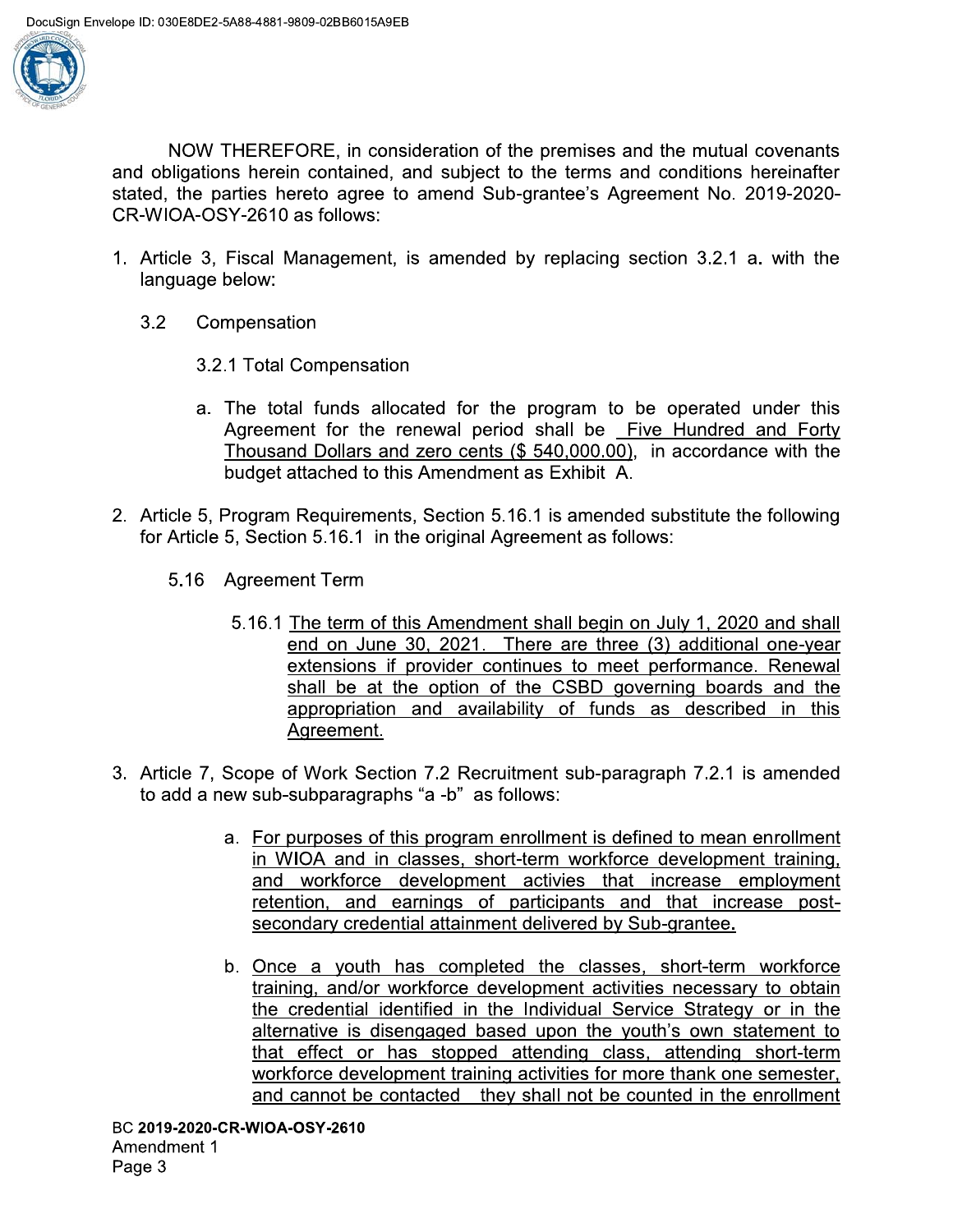NOW THEREFORE, in consideration of the premises and the mutual covenants and obligations herein contained, and subject to the terms and conditions hereinafter stated, the parties hereto agree to amend Sub-grantee's Agreement No. 2019-2020-CR-WIOA-OSY-2610 as follows:

1. Article 3, Fiscal Management, is amended by replacing section 3.2.1 a. with the language below:

   3.2 Compensation

   3.2.1 Total Compensation

   a. The total funds allocated for the program to be operated under this Agreement for the renewal period shall be Five Hundred and Forty Thousand Dollars and zero cents ($ 540,000.00), in accordance with the budget attached to this Amendment as Exhibit A.

2. Article 5, Program Requirements, Section 5.16.1 is amended substitute the following for Article 5, Section 5.16.1 in the original Agreement as follows:

   5.16 Agreement Term

   5.16.1 The term of this Amendment shall begin on July 1, 2020 and shall end on June 30, 2021. There are three (3) additional one-year extensions if provider continues to meet performance. Renewal shall be at the option of the CSBD governing boards and the appropriation and availability of funds as described in this Agreement.

3. Article 7, Scope of Work Section 7.2 Recruitment sub-paragraph 7.2.1 is amended to add a new sub-subparagraphs "a -b" as follows:

   a. For purposes of this program enrollment is defined to mean enrollment in WIOA and in classes, short-term workforce development training, and workforce development activies that increase employment retention, and earnings of participants and that increase post-secondary credential attainment delivered by Sub-grantee.

   b. Once a youth has completed the classes, short-term workforce training, and/or workforce development activities necessary to obtain the credential identified in the Individual Service Strategy or in the alternative is disengaged based upon the youth's own statement to that effect or has stopped attending class, attending short-term workforce development training activities for more thank one semester, and cannot be contacted they shall not be counted in the enrollment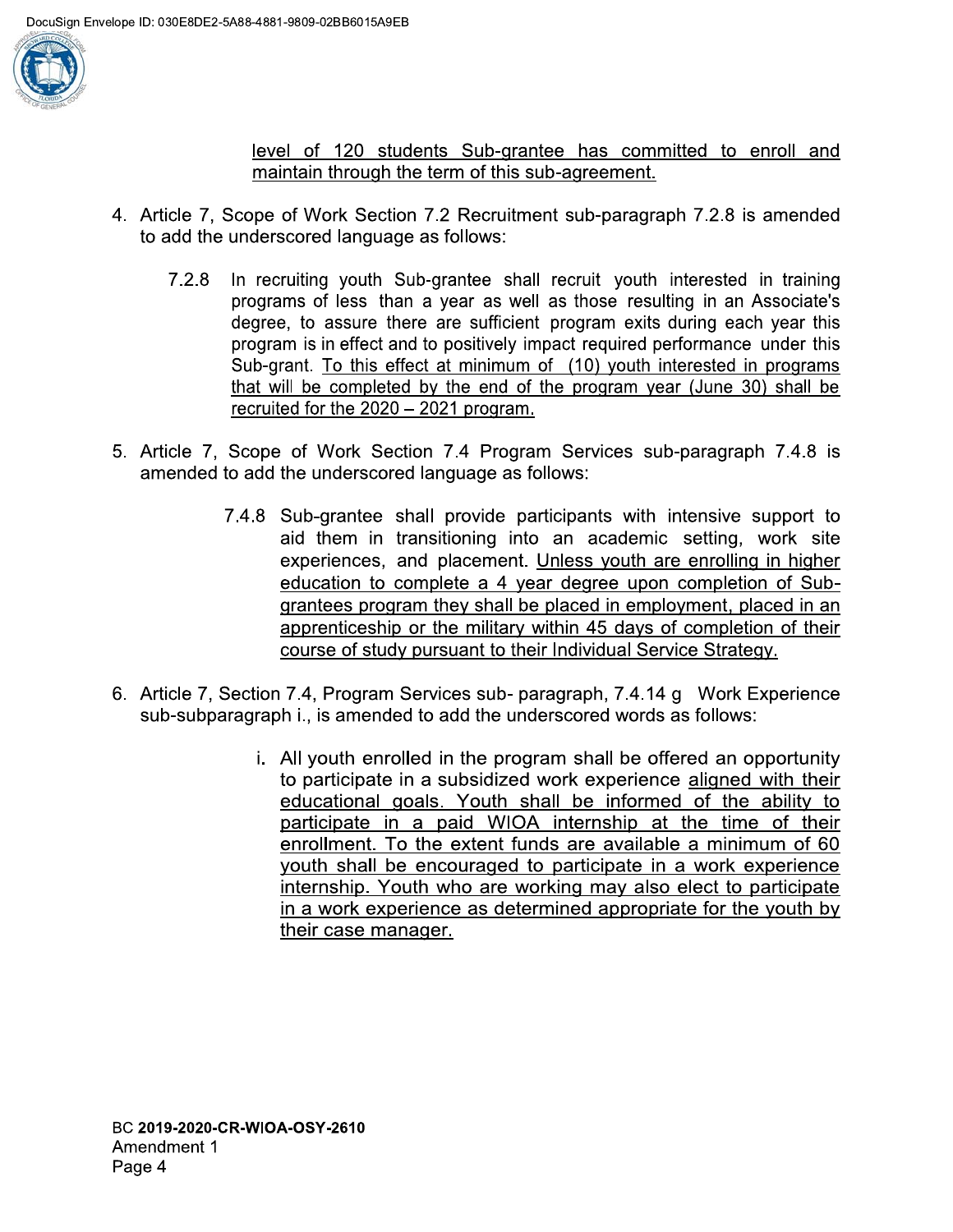level of 120 students Sub-grantee has committed to enroll and maintain through the term of this sub-agreement.

4. Article 7, Scope of Work Section 7.2 Recruitment sub-paragraph 7.2.8 is amended to add the underscored language as follows:

   7.2.8 In recruiting youth Sub-grantee shall recruit youth interested in training programs of less than a year as well as those resulting in an Associate's degree, to assure there are sufficient program exits during each year this program is in effect and to positively impact required performance under this Sub-grant. To this effect at minimum of (10) youth interested in programs that will be completed by the end of the program year (June 30) shall be recruited for the 2020 – 2021 program.

5. Article 7, Scope of Work Section 7.4 Program Services sub-paragraph 7.4.8 is amended to add the underscored language as follows:

   7.4.8 Sub-grantee shall provide participants with intensive support to aid them in transitioning into an academic setting, work site experiences, and placement. Unless youth are enrolling in higher education to complete a 4 year degree upon completion of Sub-grantees program they shall be placed in employment, placed in an apprenticeship or the military within 45 days of completion of their course of study pursuant to their Individual Service Strategy.

6. Article 7, Section 7.4, Program Services sub- paragraph, 7.4.14 g Work Experience sub-subparagraph i., is amended to add the underscored words as follows:

   i. All youth enrolled in the program shall be offered an opportunity to participate in a subsidized work experience aligned with their educational goals. Youth shall be informed of the ability to participate in a paid WIOA internship at the time of their enrollment. To the extent funds are available a minimum of 60 youth shall be encouraged to participate in a work experience internship. Youth who are working may also elect to participate in a work experience as determined appropriate for the youth by their case manager.

BC **2019-2020-CR-WIOA-OSY-2610**
Amendment 1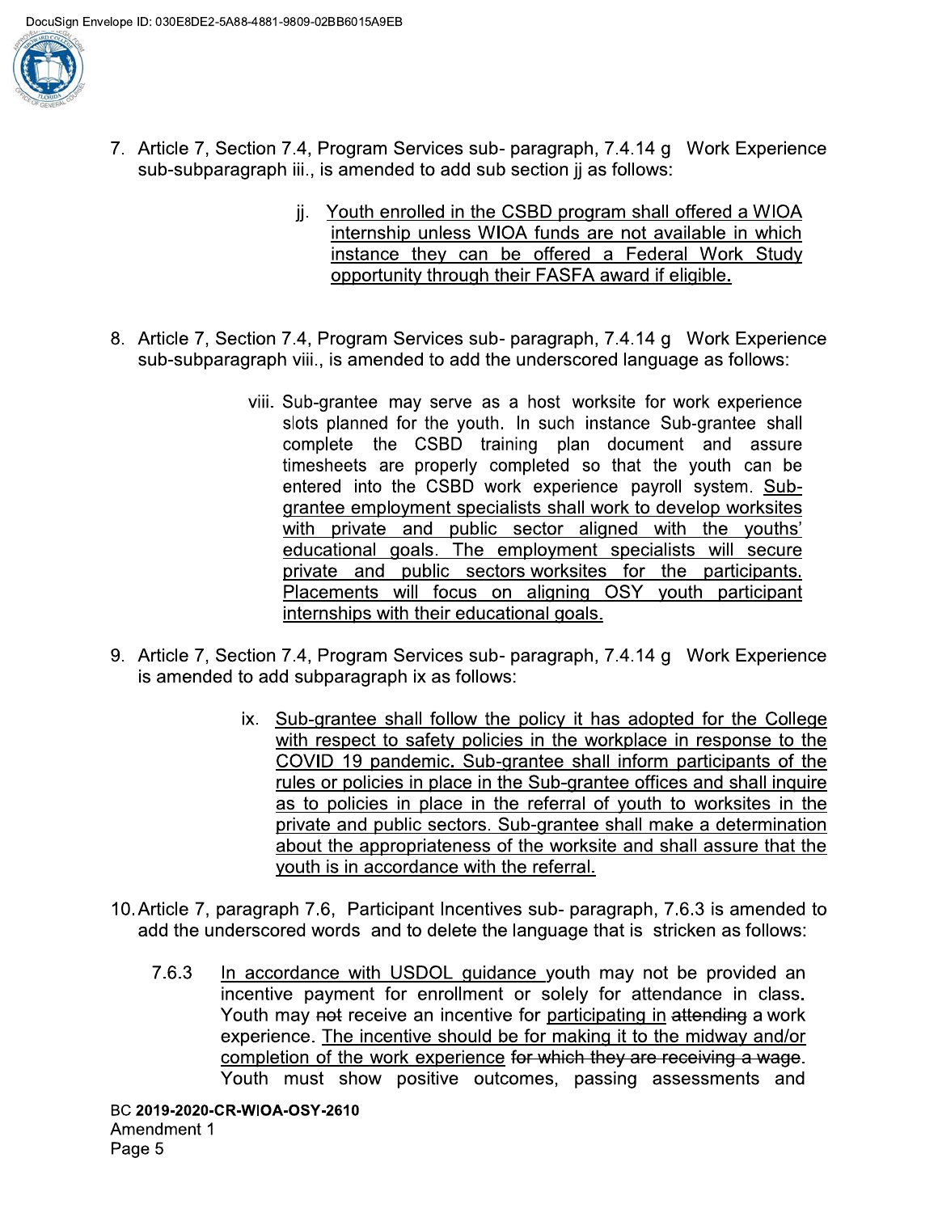7. Article 7, Section 7.4, Program Services sub- paragraph, 7.4.14 g Work Experience sub-subparagraph iii., is amended to add sub section jj as follows:

   jj. <u>Youth enrolled in the CSBD program shall offered a WIOA internship unless WIOA funds are not available in which instance they can be offered a Federal Work Study opportunity through their FASFA award if eligible.</u>

8. Article 7, Section 7.4, Program Services sub- paragraph, 7.4.14 g Work Experience sub-subparagraph viii., is amended to add the underscored language as follows:

   viii. Sub-grantee may serve as a host worksite for work experience slots planned for the youth. In such instance Sub-grantee shall complete the CSBD training plan document and assure timesheets are properly completed so that the youth can be entered into the CSBD work experience payroll system. <u>Sub-grantee employment specialists shall work to develop worksites with private and public sector aligned with the youths' educational goals. The employment specialists will secure private and public sectors worksites for the participants. Placements will focus on aligning OSY youth participant internships with their educational goals.</u>

9. Article 7, Section 7.4, Program Services sub- paragraph, 7.4.14 g Work Experience is amended to add subparagraph ix as follows:

   ix. <u>Sub-grantee shall follow the policy it has adopted for the College with respect to safety policies in the workplace in response to the COVID 19 pandemic. Sub-grantee shall inform participants of the rules or policies in place in the Sub-grantee offices and shall inquire as to policies in place in the referral of youth to worksites in the private and public sectors. Sub-grantee shall make a determination about the appropriateness of the worksite and shall assure that the youth is in accordance with the referral.</u>

10. Article 7, paragraph 7.6, Participant Incentives sub- paragraph, 7.6.3 is amended to add the underscored words and to delete the language that is stricken as follows:

    7.6.3 <u>In accordance with USDOL guidance</u> youth may not be provided an incentive payment for enrollment or solely for attendance in class. Youth may ~~not~~ receive an incentive for <u>participating in</u> ~~attending~~ a work experience. <u>The incentive should be for making it to the midway and/or completion of the work experience</u> ~~for which they are receiving a wage~~. Youth must show positive outcomes, passing assessments and

BC **2019-2020-CR-WIOA-OSY-2610**
Amendment 1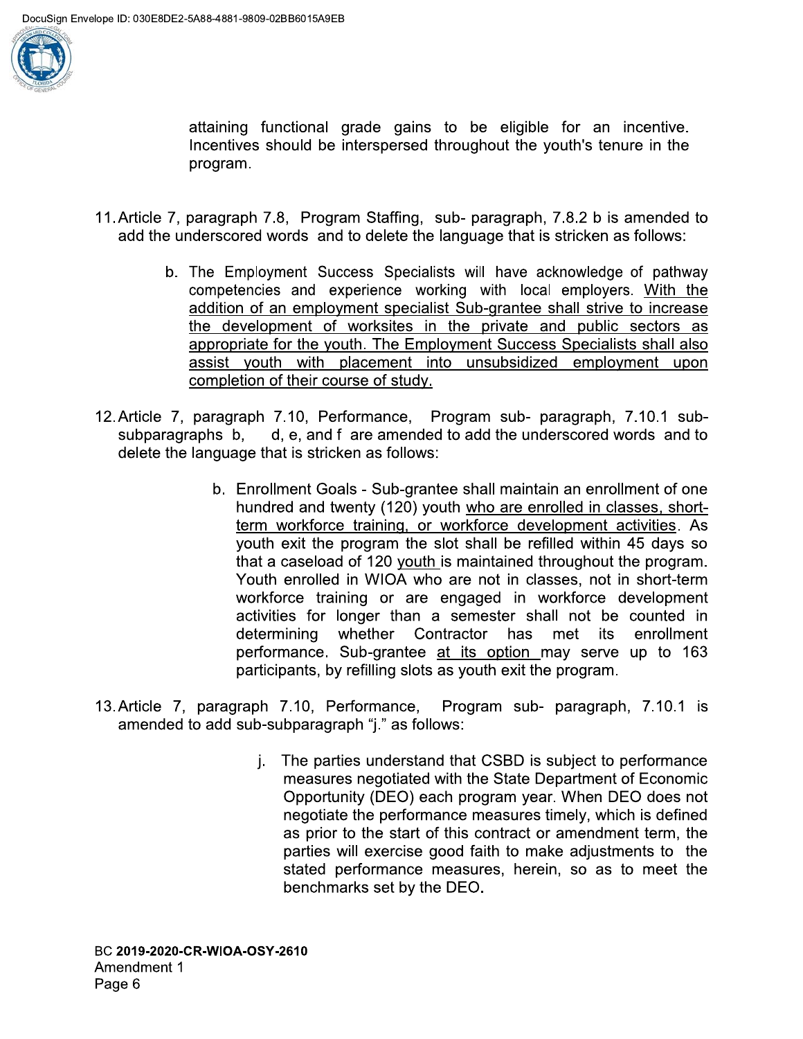attaining functional grade gains to be eligible for an incentive. Incentives should be interspersed throughout the youth's tenure in the program.

11. Article 7, paragraph 7.8, Program Staffing, sub- paragraph, 7.8.2 b is amended to add the underscored words and to delete the language that is stricken as follows:

    b. The Employment Success Specialists will have acknowledge of pathway competencies and experience working with local employers. <u>With the addition of an employment specialist Sub-grantee shall strive to increase the development of worksites in the private and public sectors as appropriate for the youth. The Employment Success Specialists shall also assist youth with placement into unsubsidized employment upon completion of their course of study.</u>

12. Article 7, paragraph 7.10, Performance, Program sub- paragraph, 7.10.1 sub-subparagraphs b, d, e, and f are amended to add the underscored words and to delete the language that is stricken as follows:

    b. Enrollment Goals - Sub-grantee shall maintain an enrollment of one hundred and twenty (120) youth <u>who are enrolled in classes, short-term workforce training, or workforce development activities</u>. As youth exit the program the slot shall be refilled within 45 days so that a caseload of 120 <u>youth</u> is maintained throughout the program. Youth enrolled in WIOA who are not in classes, not in short-term workforce training or are engaged in workforce development activities for longer than a semester shall not be counted in determining whether Contractor has met its enrollment performance. Sub-grantee <u>at its option</u> may serve up to 163 participants, by refilling slots as youth exit the program.

13. Article 7, paragraph 7.10, Performance, Program sub- paragraph, 7.10.1 is amended to add sub-subparagraph "j." as follows:

    j. The parties understand that CSBD is subject to performance measures negotiated with the State Department of Economic Opportunity (DEO) each program year. When DEO does not negotiate the performance measures timely, which is defined as prior to the start of this contract or amendment term, the parties will exercise good faith to make adjustments to the stated performance measures, herein, so as to meet the benchmarks set by the DEO.

BC **2019-2020-CR-WIOA-OSY-2610**
Amendment 1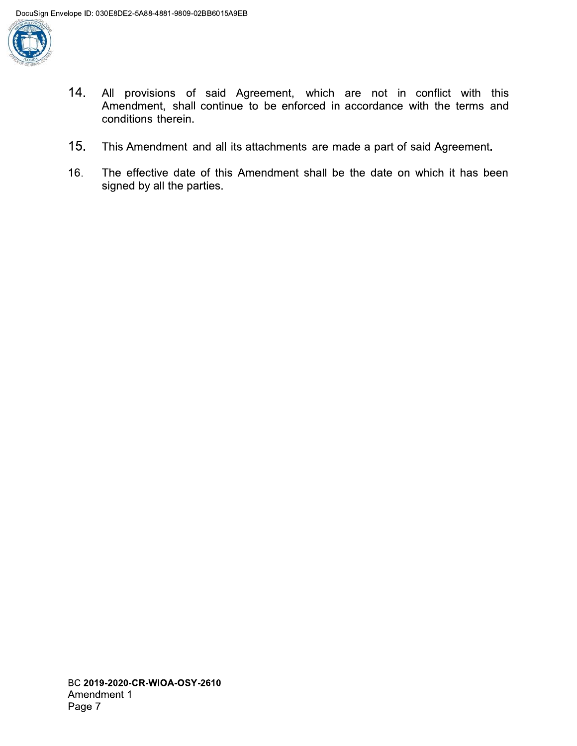14. All provisions of said Agreement, which are not in conflict with this Amendment, shall continue to be enforced in accordance with the terms and conditions therein.

15. This Amendment and all its attachments are made a part of said Agreement.

16. The effective date of this Amendment shall be the date on which it has been signed by all the parties.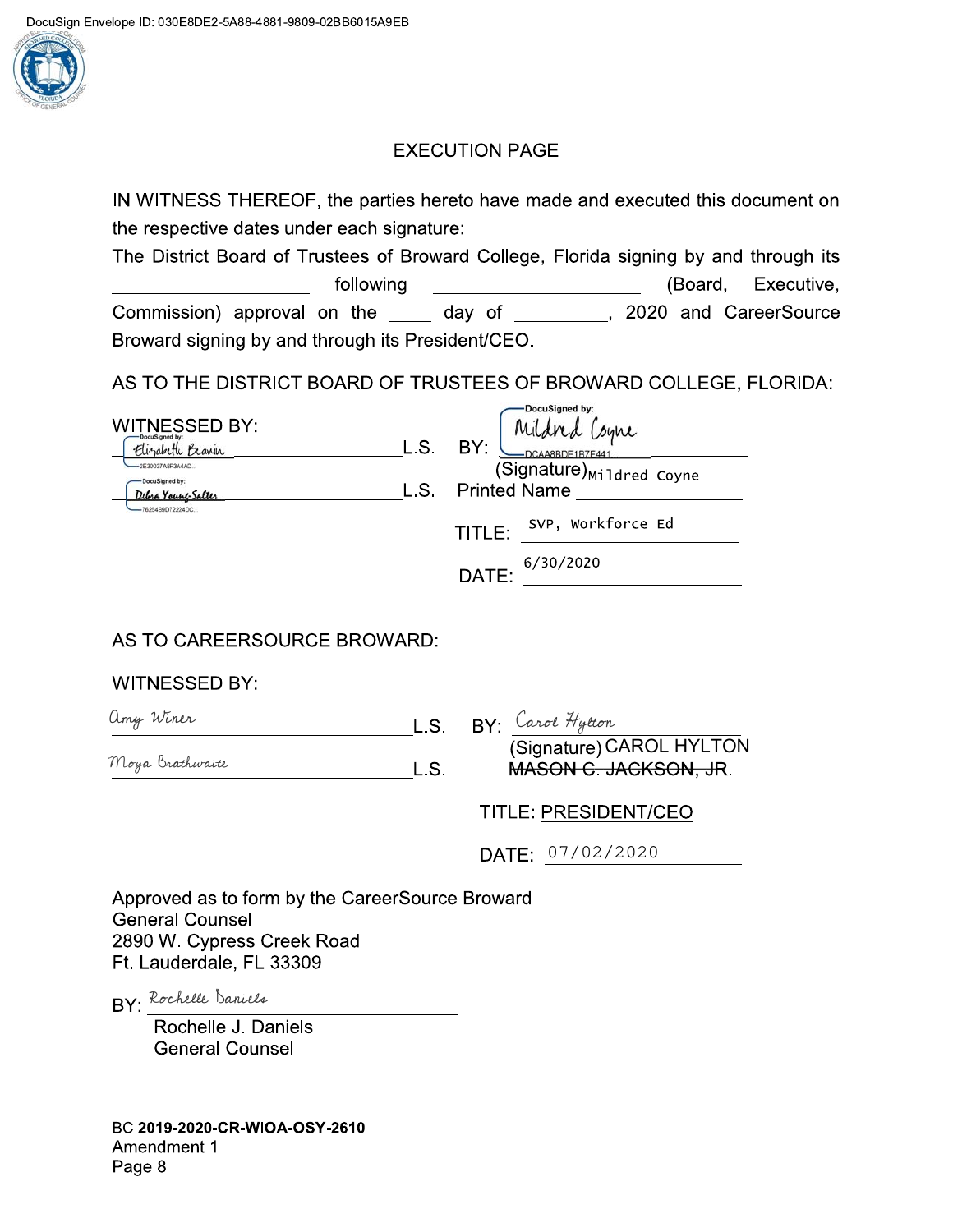DocuSign Envelope ID: 030E8DE2-5A88-4881-9809-02BB6015A9EB

# EXECUTION PAGE

IN WITNESS THEREOF, the parties hereto have made and executed this document on the respective dates under each signature:

The District Board of Trustees of Broward College, Florida signing by and through its ____________________ following ____________________ (Board, Executive, Commission) approval on the ____ day of _________, 2020 and CareerSource Broward signing by and through its President/CEO.

AS TO THE DISTRICT BOARD OF TRUSTEES OF BROWARD COLLEGE, FLORIDA:

WITNESSED BY:

Elizabeth Brawn ____________________ L.S.

Debra Young-Salter ____________________ L.S.

BY: Mildred Coyne (Signature)

Printed Name: Mildred Coyne

TITLE: SVP, Workforce Ed

DATE: 6/30/2020

AS TO CAREERSOURCE BROWARD:

WITNESSED BY:

Amy Winer ____________________ L.S.

Moya Brathwaite ____________________ L.S.

BY: Carol Hylton (Signature) CAROL HYLTON ~~MASON C. JACKSON, JR.~~

TITLE: PRESIDENT/CEO

DATE: 07/02/2020

Approved as to form by the CareerSource Broward General Counsel
2890 W. Cypress Creek Road
Ft. Lauderdale, FL 33309

BY: Rochelle Daniels
Rochelle J. Daniels
General Counsel

BC **2019-2020-CR-WIOA-OSY-2610**
Amendment 1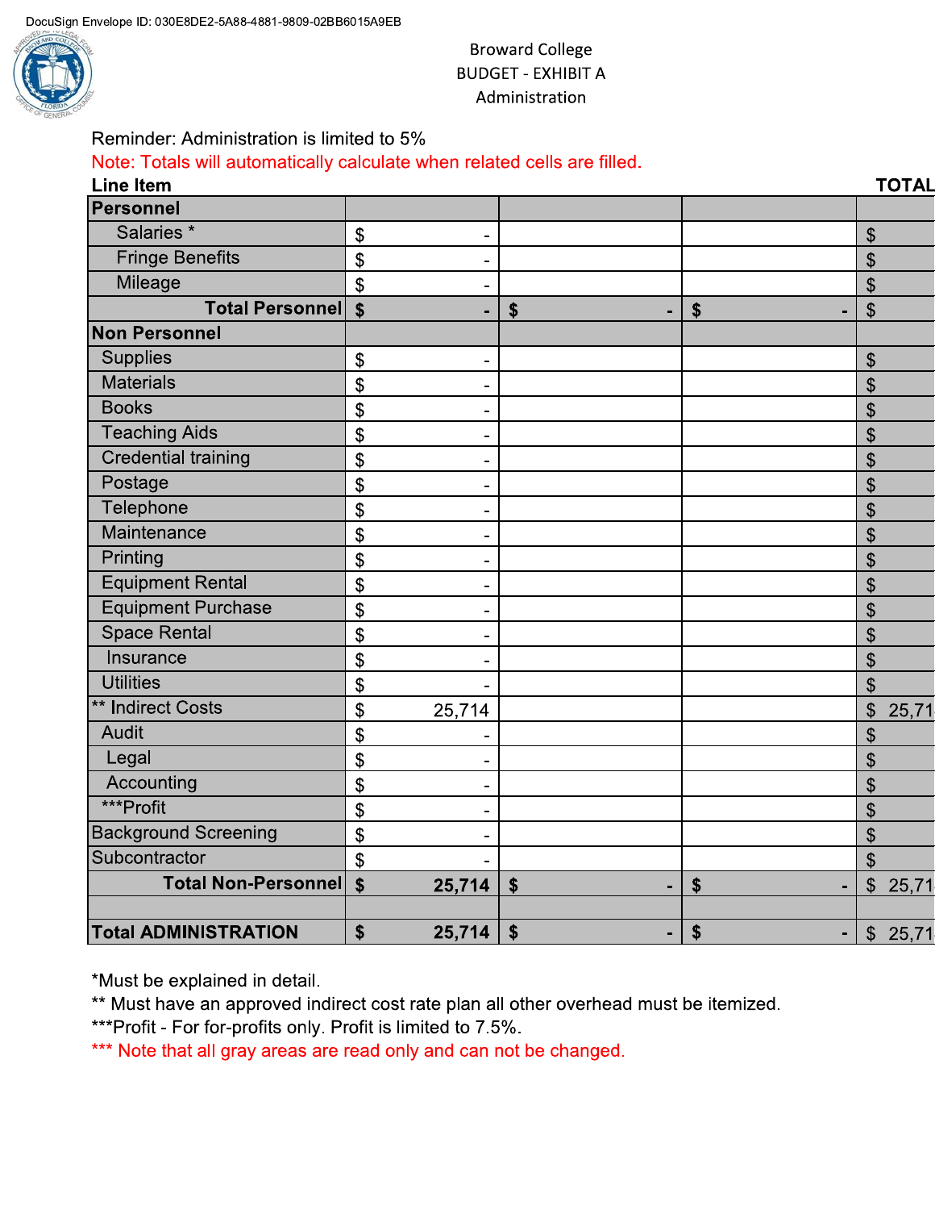DocuSign Envelope ID: 030E8DE2-5A88-4881-9809-02BB6015A9EB

Broward College
BUDGET - EXHIBIT A
Administration

Reminder: Administration is limited to 5%

Note: Totals will automatically calculate when related cells are filled.

| Line Item | | | | TOTAL |
|---|---|---|---|---|
| **Personnel** | | | | |
| Salaries * | $ - | | | $ |
| Fringe Benefits | $ - | | | $ |
| Mileage | $ - | | | $ |
| **Total Personnel** | **$ -** | **$ -** | **$ -** | $ |
| **Non Personnel** | | | | |
| Supplies | $ - | | | $ |
| Materials | $ - | | | $ |
| Books | $ - | | | $ |
| Teaching Aids | $ - | | | $ |
| Credential training | $ - | | | $ |
| Postage | $ - | | | $ |
| Telephone | $ - | | | $ |
| Maintenance | $ - | | | $ |
| Printing | $ - | | | $ |
| Equipment Rental | $ - | | | $ |
| Equipment Purchase | $ - | | | $ |
| Space Rental | $ - | | | $ |
| Insurance | $ - | | | $ |
| Utilities | $ - | | | $ |
| ** Indirect Costs | $ 25,714 | | | $ 25,71 |
| Audit | $ - | | | $ |
| Legal | $ - | | | $ |
| Accounting | $ - | | | $ |
| ***Profit | $ - | | | $ |
| Background Screening | $ - | | | $ |
| Subcontractor | $ - | | | $ |
| **Total Non-Personnel** | **$ 25,714** | **$ -** | **$ -** | $ 25,71 |
| | | | | |
| **Total ADMINISTRATION** | **$ 25,714** | **$ -** | **$ -** | $ 25,71 |

*Must be explained in detail.

** Must have an approved indirect cost rate plan all other overhead must be itemized.

***Profit - For for-profits only. Profit is limited to 7.5%.

*** Note that all gray areas are read only and can not be changed.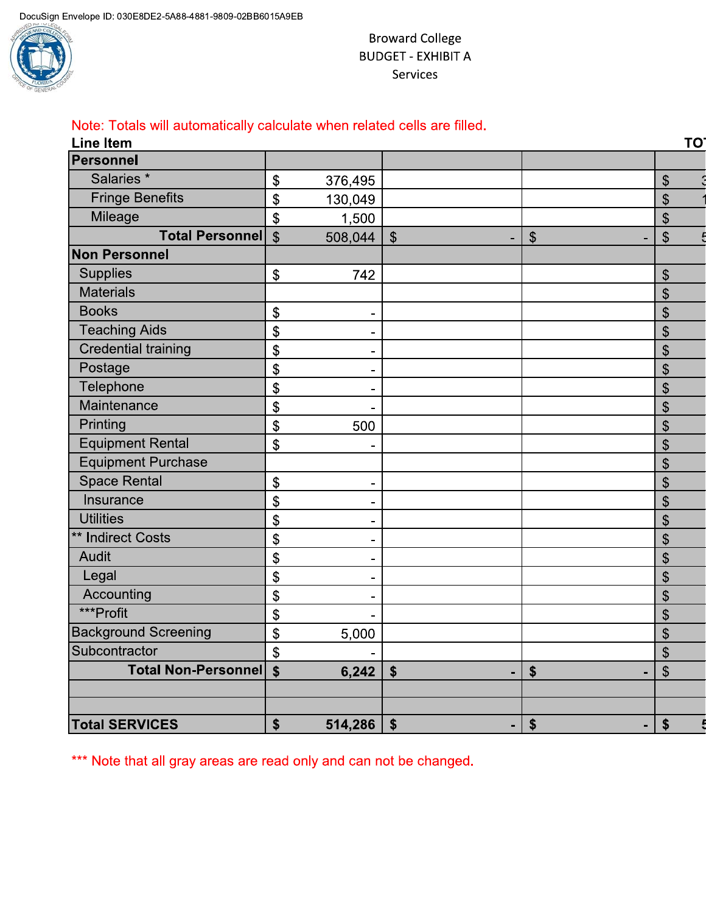DocuSign Envelope ID: 030E8DE2-5A88-4881-9809-02BB6015A9EB

Broward College
BUDGET - EXHIBIT A
Services

Note: Totals will automatically calculate when related cells are filled.

| Line Item | | | | TOT |
|---|---|---|---|---|
| **Personnel** | | | | |
| Salaries * | $ 376,495 | | | $ 3 |
| Fringe Benefits | $ 130,049 | | | $ 1 |
| Mileage | $ 1,500 | | | $ |
| **Total Personnel** | $ 508,044 | $ - | $ - | $ 5 |
| **Non Personnel** | | | | |
| Supplies | $ 742 | | | $ |
| Materials | | | | $ |
| Books | $ - | | | $ |
| Teaching Aids | $ - | | | $ |
| Credential training | $ - | | | $ |
| Postage | $ - | | | $ |
| Telephone | $ - | | | $ |
| Maintenance | $ - | | | $ |
| Printing | $ 500 | | | $ |
| Equipment Rental | $ - | | | $ |
| Equipment Purchase | | | | $ |
| Space Rental | $ - | | | $ |
| Insurance | $ - | | | $ |
| Utilities | $ - | | | $ |
| ** Indirect Costs | $ - | | | $ |
| Audit | $ - | | | $ |
| Legal | $ - | | | $ |
| Accounting | $ - | | | $ |
| ***Profit | $ - | | | $ |
| Background Screening | $ 5,000 | | | $ |
| Subcontractor | $ - | | | $ |
| **Total Non-Personnel** | **$ 6,242** | $ - | $ - | $ |
| | | | | |
| | | | | |
| **Total SERVICES** | **$ 514,286** | $ - | $ - | $ 5 |

*** Note that all gray areas are read only and can not be changed.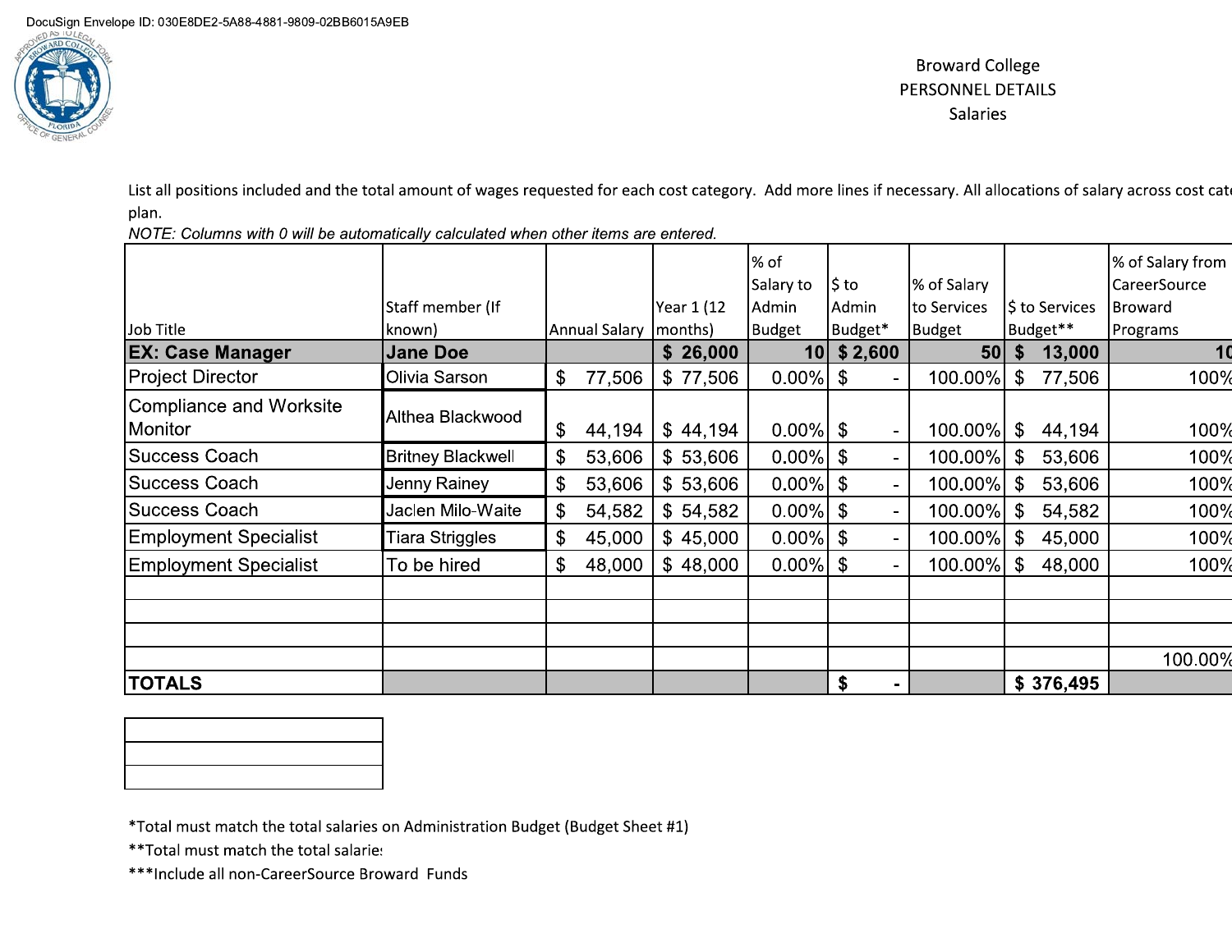DocuSign Envelope ID: 030E8DE2-5A88-4881-9809-02BB6015A9EB

Broward College
PERSONNEL DETAILS
Salaries

List all positions included and the total amount of wages requested for each cost category. Add more lines if necessary. All allocations of salary across cost cate plan.

*NOTE: Columns with 0 will be automatically calculated when other items are entered.*

| Job Title | Staff member (If known) | Annual Salary | Year 1 (12 months) | % of Salary to Admin Budget | $ to Admin Budget* | % of Salary to Services Budget | $ to Services Budget** | % of Salary from CareerSource Broward Programs |
|---|---|---|---|---|---|---|---|---|
| **EX: Case Manager** | **Jane Doe** | | **$ 26,000** | **10** | **$ 2,600** | **50** | **$ 13,000** | **10** |
| Project Director | Olivia Sarson | $ 77,506 | $ 77,506 | 0.00% | $ - | 100.00% | $ 77,506 | 100% |
| Compliance and Worksite Monitor | Althea Blackwood | $ 44,194 | $ 44,194 | 0.00% | $ - | 100.00% | $ 44,194 | 100% |
| Success Coach | Britney Blackwell | $ 53,606 | $ 53,606 | 0.00% | $ - | 100.00% | $ 53,606 | 100% |
| Success Coach | Jenny Rainey | $ 53,606 | $ 53,606 | 0.00% | $ - | 100.00% | $ 53,606 | 100% |
| Success Coach | Jaclen Milo-Waite | $ 54,582 | $ 54,582 | 0.00% | $ - | 100.00% | $ 54,582 | 100% |
| Employment Specialist | Tiara Striggles | $ 45,000 | $ 45,000 | 0.00% | $ - | 100.00% | $ 45,000 | 100% |
| Employment Specialist | To be hired | $ 48,000 | $ 48,000 | 0.00% | $ - | 100.00% | $ 48,000 | 100% |
| | | | | | | | | |
| | | | | | | | | |
| | | | | | | | | |
| | | | | | | | | 100.00% |
| **TOTALS** | | | | | **$ -** | | **$ 376,495** | |

*Total must match the total salaries on Administration Budget (Budget Sheet #1)

**Total must match the total salarie

***Include all non-CareerSource Broward Funds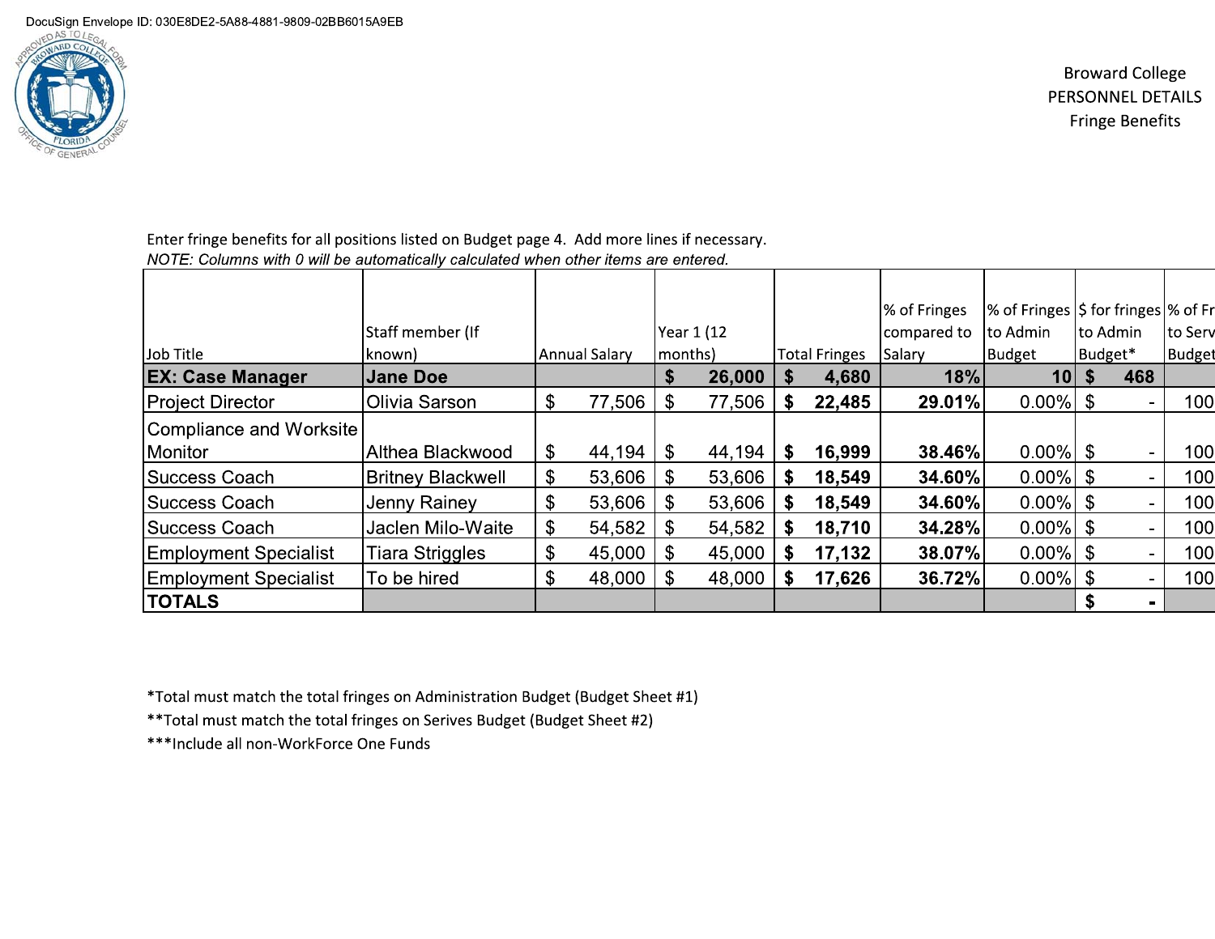DocuSign Envelope ID: 030E8DE2-5A88-4881-9809-02BB6015A9EB

Broward College
PERSONNEL DETAILS
Fringe Benefits

Enter fringe benefits for all positions listed on Budget page 4. Add more lines if necessary.
*NOTE: Columns with 0 will be automatically calculated when other items are entered.*

| Job Title | Staff member (If known) | Annual Salary | Year 1 (12 months) | Total Fringes | % of Fringes compared to Salary | % of Fringes to Admin Budget | $ for fringes to Admin Budget* | % of Fr to Serv Budget |
|---|---|---|---|---|---|---|---|---|
| **EX: Case Manager** | **Jane Doe** | | **$ 26,000** | **$ 4,680** | **18%** | **10** | **$ 468** | |
| Project Director | Olivia Sarson | $ 77,506 | $ 77,506 | **$ 22,485** | **29.01%** | 0.00% | $ - | 100 |
| Compliance and Worksite Monitor | Althea Blackwood | $ 44,194 | $ 44,194 | **$ 16,999** | **38.46%** | 0.00% | $ - | 100 |
| Success Coach | Britney Blackwell | $ 53,606 | $ 53,606 | **$ 18,549** | **34.60%** | 0.00% | $ - | 100 |
| Success Coach | Jenny Rainey | $ 53,606 | $ 53,606 | **$ 18,549** | **34.60%** | 0.00% | $ - | 100 |
| Success Coach | Jaclen Milo-Waite | $ 54,582 | $ 54,582 | **$ 18,710** | **34.28%** | 0.00% | $ - | 100 |
| Employment Specialist | Tiara Striggles | $ 45,000 | $ 45,000 | **$ 17,132** | **38.07%** | 0.00% | $ - | 100 |
| Employment Specialist | To be hired | $ 48,000 | $ 48,000 | **$ 17,626** | **36.72%** | 0.00% | $ - | 100 |
| **TOTALS** | | | | | | | **$ -** | |

*Total must match the total fringes on Administration Budget (Budget Sheet #1)
**Total must match the total fringes on Serives Budget (Budget Sheet #2)
***Include all non-WorkForce One Funds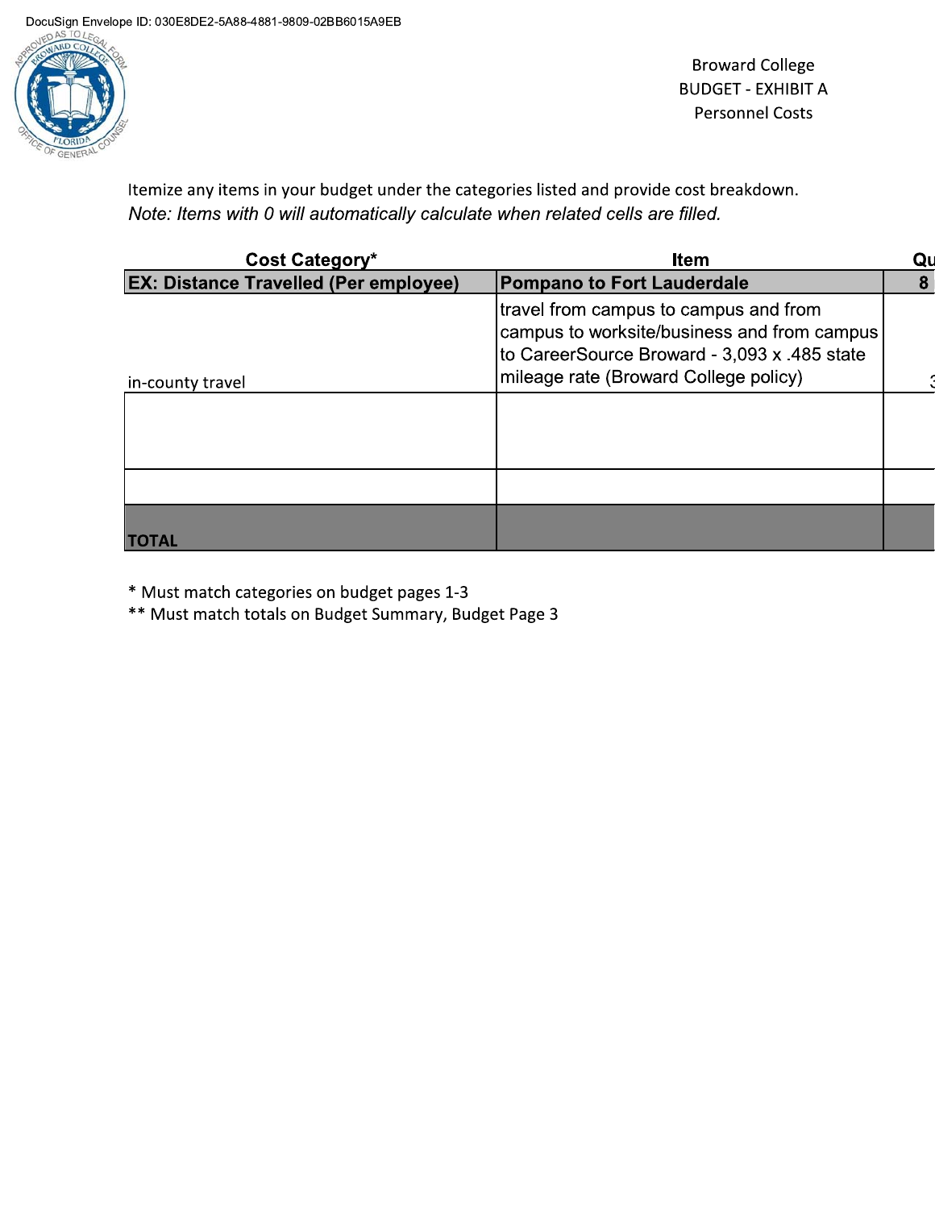DocuSign Envelope ID: 030E8DE2-5A88-4881-9809-02BB6015A9EB

Broward College
BUDGET - EXHIBIT A
Personnel Costs

Itemize any items in your budget under the categories listed and provide cost breakdown.
*Note: Items with 0 will automatically calculate when related cells are filled.*

| Cost Category* | Item | Qu |
|---|---|---|
| **EX: Distance Travelled (Per employee)** | **Pompano to Fort Lauderdale** | **8** |
| in-county travel | travel from campus to campus and from campus to worksite/business and from campus to CareerSource Broward - 3,093 x .485 state mileage rate (Broward College policy) | 3 |
| | | |
| | | |
| **TOTAL** | | |

\* Must match categories on budget pages 1-3
\** Must match totals on Budget Summary, Budget Page 3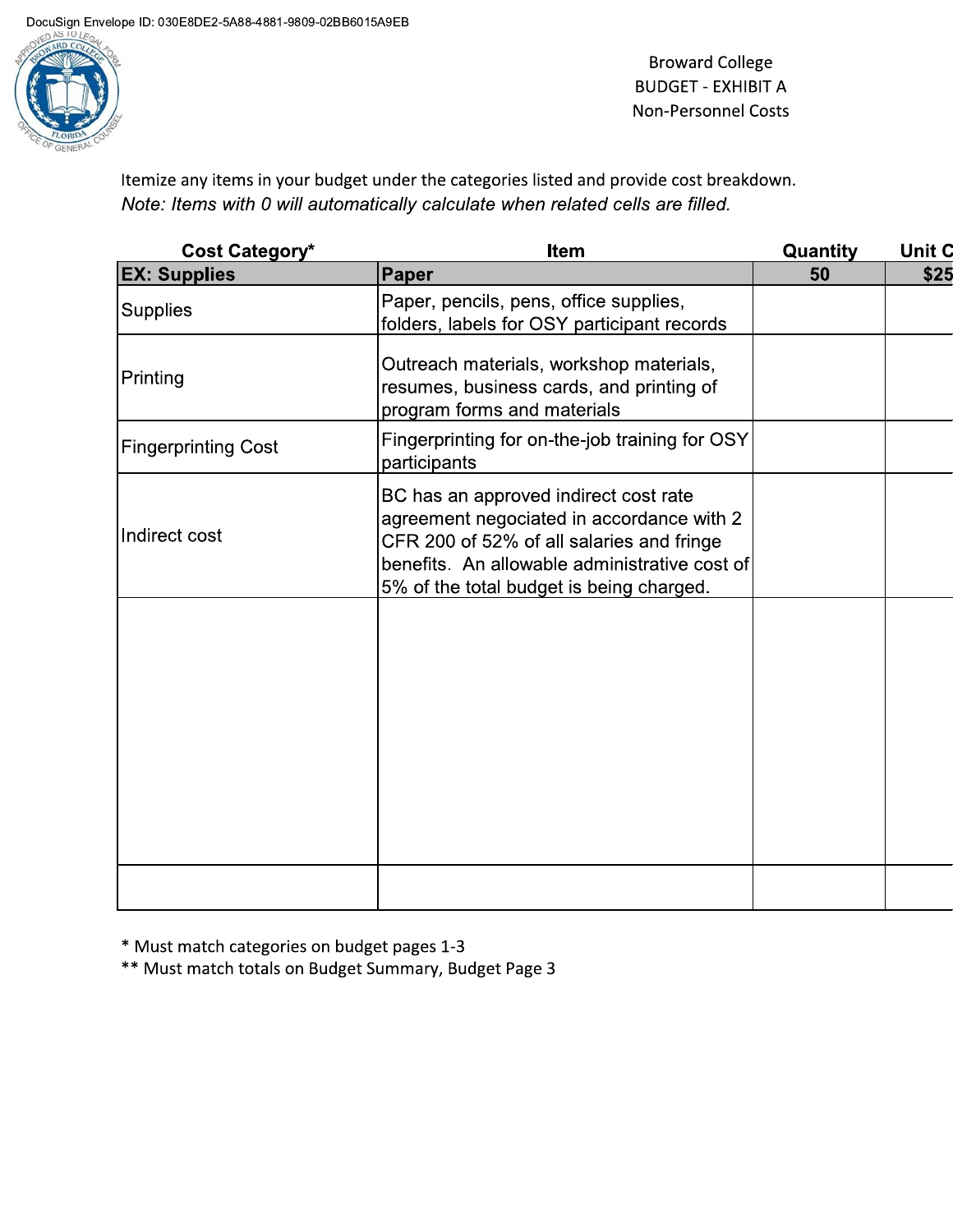DocuSign Envelope ID: 030E8DE2-5A88-4881-9809-02BB6015A9EB

Broward College
BUDGET - EXHIBIT A
Non-Personnel Costs

Itemize any items in your budget under the categories listed and provide cost breakdown.
*Note: Items with 0 will automatically calculate when related cells are filled.*

| Cost Category* | Item | Quantity | Unit C |
|---|---|---|---|
| **EX: Supplies** | **Paper** | **50** | **$25** |
| Supplies | Paper, pencils, pens, office supplies, folders, labels for OSY participant records | | |
| Printing | Outreach materials, workshop materials, resumes, business cards, and printing of program forms and materials | | |
| Fingerprinting Cost | Fingerprinting for on-the-job training for OSY participants | | |
| Indirect cost | BC has an approved indirect cost rate agreement negociated in accordance with 2 CFR 200 of 52% of all salaries and fringe benefits. An allowable administrative cost of 5% of the total budget is being charged. | | |
| | | | |
| | | | |

\* Must match categories on budget pages 1-3
\*\* Must match totals on Budget Summary, Budget Page 3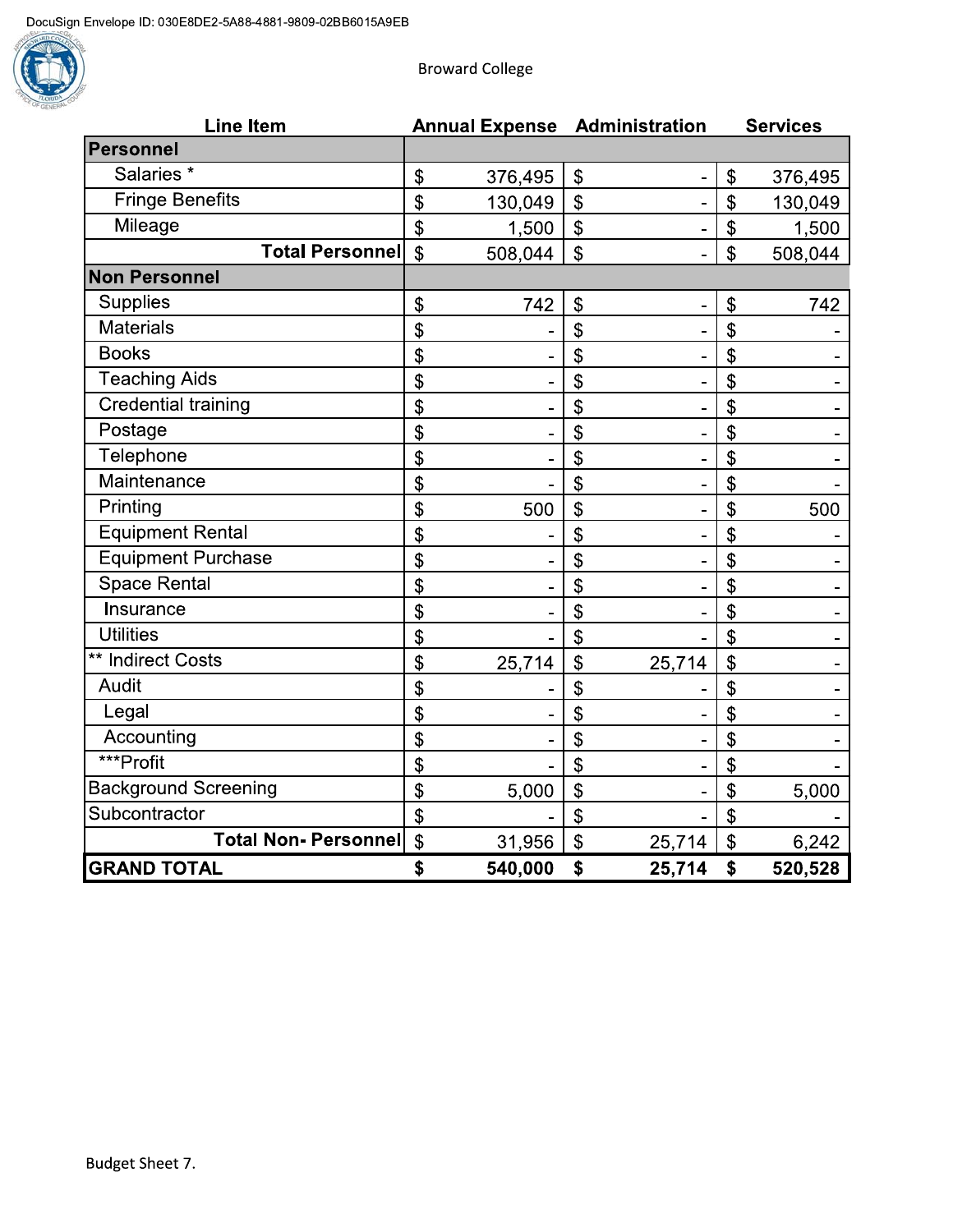DocuSign Envelope ID: 030E8DE2-5A88-4881-9809-02BB6015A9EB

Broward College

| Line Item | Annual Expense | Administration | Services |
|---|---|---|---|
| **Personnel** | | | |
| Salaries * | $ 376,495 | $ - | $ 376,495 |
| Fringe Benefits | $ 130,049 | $ - | $ 130,049 |
| Mileage | $ 1,500 | $ - | $ 1,500 |
| **Total Personnel** | $ 508,044 | $ - | $ 508,044 |
| **Non Personnel** | | | |
| Supplies | $ 742 | $ - | $ 742 |
| Materials | $ - | $ - | $ - |
| Books | $ - | $ - | $ - |
| Teaching Aids | $ - | $ - | $ - |
| Credential training | $ - | $ - | $ - |
| Postage | $ - | $ - | $ - |
| Telephone | $ - | $ - | $ - |
| Maintenance | $ - | $ - | $ - |
| Printing | $ 500 | $ - | $ 500 |
| Equipment Rental | $ - | $ - | $ - |
| Equipment Purchase | $ - | $ - | $ - |
| Space Rental | $ - | $ - | $ - |
| Insurance | $ - | $ - | $ - |
| Utilities | $ - | $ - | $ - |
| ** Indirect Costs | $ 25,714 | $ 25,714 | $ - |
| Audit | $ - | $ - | $ - |
| Legal | $ - | $ - | $ - |
| Accounting | $ - | $ - | $ - |
| ***Profit | $ - | $ - | $ - |
| Background Screening | $ 5,000 | $ - | $ 5,000 |
| Subcontractor | $ - | $ - | $ - |
| **Total Non- Personnel** | $ 31,956 | $ 25,714 | $ 6,242 |
| **GRAND TOTAL** | **$ 540,000** | **$ 25,714** | **$ 520,528** |

Budget Sheet 7.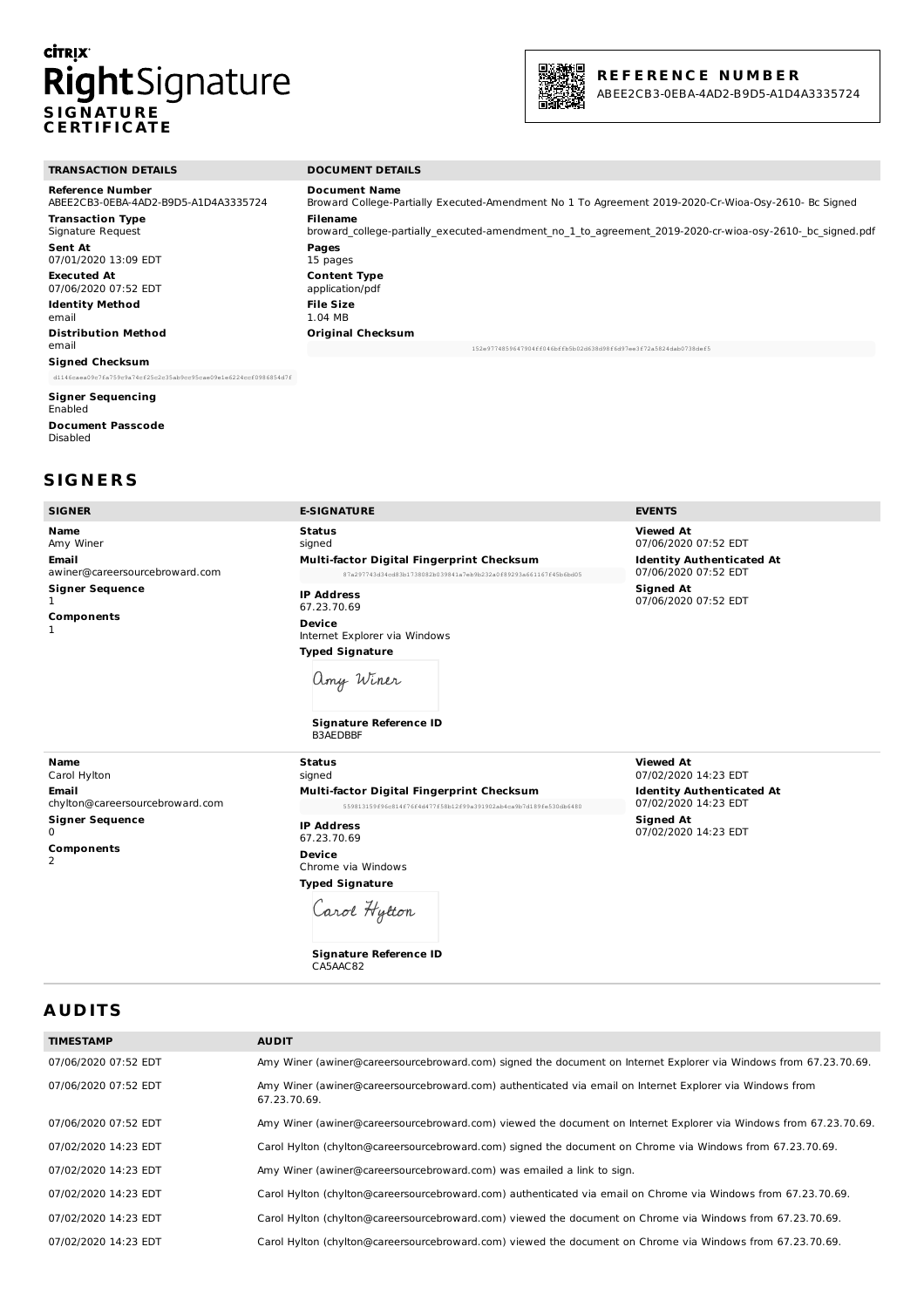**Citrix RightSignature**

**SIGNATURE CERTIFICATE**

**REFERENCE NUMBER**
ABEE2CB3-0EBA-4AD2-B9D5-A1D4A3335724

## TRANSACTION DETAILS

**Reference Number**
ABEE2CB3-0EBA-4AD2-B9D5-A1D4A3335724

**Transaction Type**
Signature Request

**Sent At**
07/01/2020 13:09 EDT

**Executed At**
07/06/2020 07:52 EDT

**Identity Method**
email

**Distribution Method**
email

**Signed Checksum**
d1146caea09c7fa759c9a74cf25c2c35ab9cc95cae09e1e6224ccf0986854d7f

**Signer Sequencing**
Enabled

**Document Passcode**
Disabled

## DOCUMENT DETAILS

**Document Name**
Broward College-Partially Executed-Amendment No 1 To Agreement 2019-2020-Cr-Wioa-Osy-2610- Bc Signed

**Filename**
broward_college-partially_executed-amendment_no_1_to_agreement_2019-2020-cr-wioa-osy-2610-_bc_signed.pdf

**Pages**
15 pages

**Content Type**
application/pdf

**File Size**
1.04 MB

**Original Checksum**
152e9774859647904ff046bffb5b02d638d98f6d97ee3f72a5824dab0738def5

# SIGNERS

| SIGNER | E-SIGNATURE | EVENTS |
|---|---|---|
| **Name** Amy Winer<br>**Email** awiner@careersourcebroward.com<br>**Signer Sequence** 1<br>**Components** 1 | **Status** signed<br>**Multi-factor Digital Fingerprint Checksum** 87a297743d34cd83b1738082b039841a7eb9b232a0f89293a661167f45b6bd05<br>**IP Address** 67.23.70.69<br>**Device** Internet Explorer via Windows<br>**Typed Signature** Amy Winer<br>**Signature Reference ID** B3AEDBBF | **Viewed At** 07/06/2020 07:52 EDT<br>**Identity Authenticated At** 07/06/2020 07:52 EDT<br>**Signed At** 07/06/2020 07:52 EDT |
| **Name** Carol Hylton<br>**Email** chylton@careersourcebroward.com<br>**Signer Sequence** 0<br>**Components** 2 | **Status** signed<br>**Multi-factor Digital Fingerprint Checksum** 559813159f96c814f76f4d477f58b12f99a391902ab4ca9b7d189fe530db6480<br>**IP Address** 67.23.70.69<br>**Device** Chrome via Windows<br>**Typed Signature** Carol Hylton<br>**Signature Reference ID** CA5AAC82 | **Viewed At** 07/02/2020 14:23 EDT<br>**Identity Authenticated At** 07/02/2020 14:23 EDT<br>**Signed At** 07/02/2020 14:23 EDT |

# AUDITS

| TIMESTAMP | AUDIT |
|---|---|
| 07/06/2020 07:52 EDT | Amy Winer (awiner@careersourcebroward.com) signed the document on Internet Explorer via Windows from 67.23.70.69. |
| 07/06/2020 07:52 EDT | Amy Winer (awiner@careersourcebroward.com) authenticated via email on Internet Explorer via Windows from 67.23.70.69. |
| 07/06/2020 07:52 EDT | Amy Winer (awiner@careersourcebroward.com) viewed the document on Internet Explorer via Windows from 67.23.70.69. |
| 07/02/2020 14:23 EDT | Carol Hylton (chylton@careersourcebroward.com) signed the document on Chrome via Windows from 67.23.70.69. |
| 07/02/2020 14:23 EDT | Amy Winer (awiner@careersourcebroward.com) was emailed a link to sign. |
| 07/02/2020 14:23 EDT | Carol Hylton (chylton@careersourcebroward.com) authenticated via email on Chrome via Windows from 67.23.70.69. |
| 07/02/2020 14:23 EDT | Carol Hylton (chylton@careersourcebroward.com) viewed the document on Chrome via Windows from 67.23.70.69. |
| 07/02/2020 14:23 EDT | Carol Hylton (chylton@careersourcebroward.com) viewed the document on Chrome via Windows from 67.23.70.69. |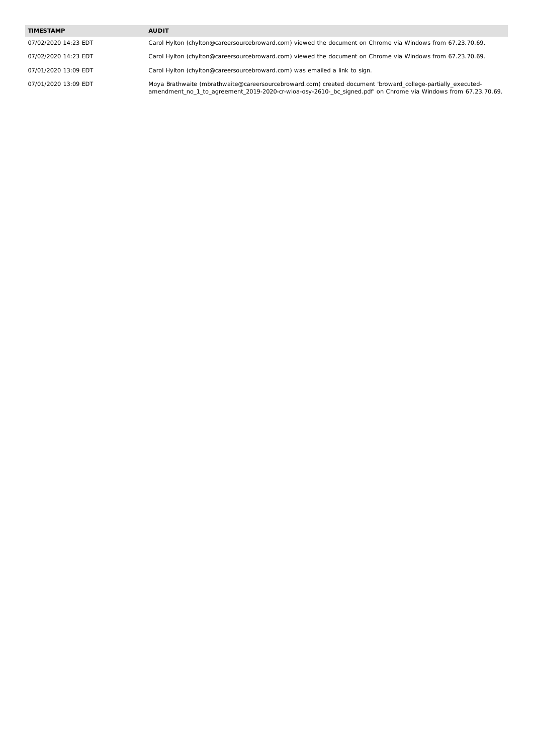| TIMESTAMP | AUDIT |
|---|---|
| 07/02/2020 14:23 EDT | Carol Hylton (chylton@careersourcebroward.com) viewed the document on Chrome via Windows from 67.23.70.69. |
| 07/02/2020 14:23 EDT | Carol Hylton (chylton@careersourcebroward.com) viewed the document on Chrome via Windows from 67.23.70.69. |
| 07/01/2020 13:09 EDT | Carol Hylton (chylton@careersourcebroward.com) was emailed a link to sign. |
| 07/01/2020 13:09 EDT | Moya Brathwaite (mbrathwaite@careersourcebroward.com) created document 'broward_college-partially_executed-amendment_no_1_to_agreement_2019-2020-cr-wioa-osy-2610-_bc_signed.pdf' on Chrome via Windows from 67.23.70.69. |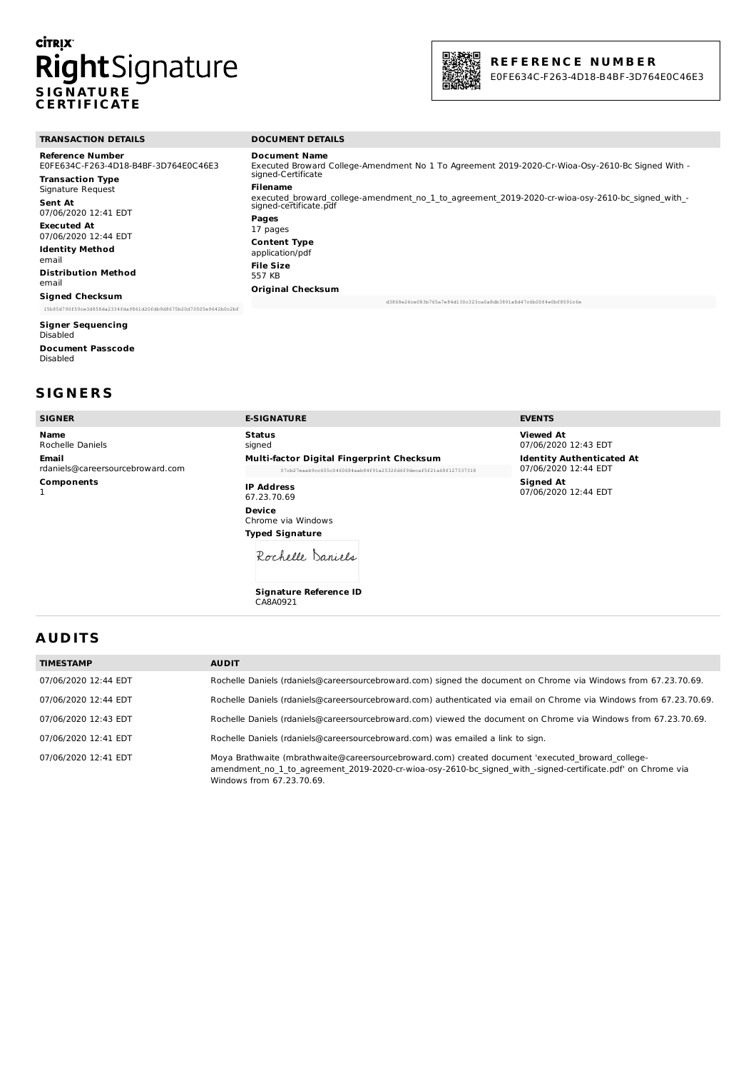**CITRIX**
# RightSignature
**SIGNATURE CERTIFICATE**

**REFERENCE NUMBER**
E0FE634C-F263-4D18-B4BF-3D764E0C46E3

### TRANSACTION DETAILS

**Reference Number**
E0FE634C-F263-4D18-B4BF-3D764E0C46E3

**Transaction Type**
Signature Request

**Sent At**
07/06/2020 12:41 EDT

**Executed At**
07/06/2020 12:44 EDT

**Identity Method**
email

**Distribution Method**
email

**Signed Checksum**
15b85d790f59ce3d858da2334fda9861d20fdb9d8675b20d70505e9642b0c2bf

**Signer Sequencing**
Disabled

**Document Passcode**
Disabled

### DOCUMENT DETAILS

**Document Name**
Executed Broward College-Amendment No 1 To Agreement 2019-2020-Cr-Wioa-Osy-2610-Bc Signed With -signed-Certificate

**Filename**
executed_broward_college-amendment_no_1_to_agreement_2019-2020-cr-wioa-osy-2610-bc_signed_with_-signed-certificate.pdf

**Pages**
17 pages

**Content Type**
application/pdf

**File Size**
557 KB

**Original Checksum**
d3868e26ce083b765a7e84d130c323ca0a8db3891a8d47c6b00f4e0bf8591c6e

## SIGNERS

### SIGNER

**Name**
Rochelle Daniels

**Email**
rdaniels@careersourcebroward.com

**Components**
1

### E-SIGNATURE

**Status**
signed

**Multi-factor Digital Fingerprint Checksum**
07cb27eaab9cc655c0460684aab84f91a2532fd6f9decaf5f21a68f127337318

**IP Address**
67.23.70.69

**Device**
Chrome via Windows

**Typed Signature**
Rochelle Daniels

**Signature Reference ID**
CA8A0921

### EVENTS

**Viewed At**
07/06/2020 12:43 EDT

**Identity Authenticated At**
07/06/2020 12:44 EDT

**Signed At**
07/06/2020 12:44 EDT

## AUDITS

| TIMESTAMP | AUDIT |
| --- | --- |
| 07/06/2020 12:44 EDT | Rochelle Daniels (rdaniels@careersourcebroward.com) signed the document on Chrome via Windows from 67.23.70.69. |
| 07/06/2020 12:44 EDT | Rochelle Daniels (rdaniels@careersourcebroward.com) authenticated via email on Chrome via Windows from 67.23.70.69. |
| 07/06/2020 12:43 EDT | Rochelle Daniels (rdaniels@careersourcebroward.com) viewed the document on Chrome via Windows from 67.23.70.69. |
| 07/06/2020 12:41 EDT | Rochelle Daniels (rdaniels@careersourcebroward.com) was emailed a link to sign. |
| 07/06/2020 12:41 EDT | Moya Brathwaite (mbrathwaite@careersourcebroward.com) created document 'executed_broward_college-amendment_no_1_to_agreement_2019-2020-cr-wioa-osy-2610-bc_signed_with_-signed-certificate.pdf' on Chrome via Windows from 67.23.70.69. |